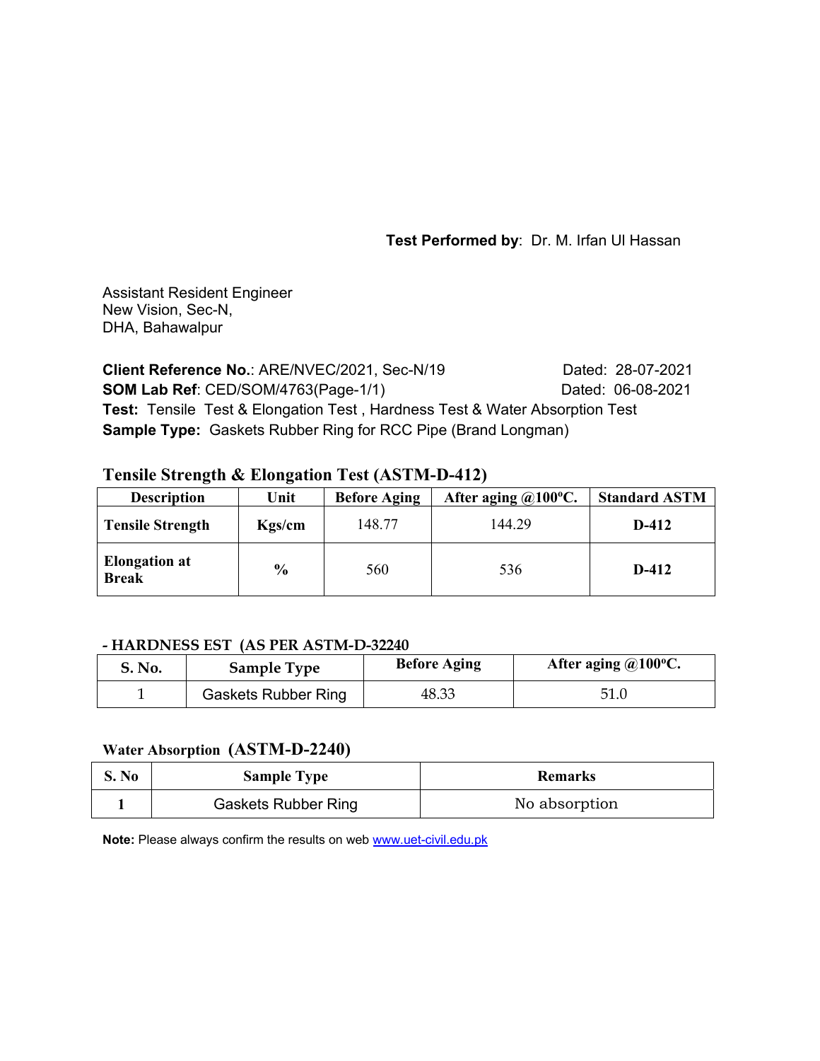**Test Performed by**: Dr. M. Irfan Ul Hassan

Assistant Resident Engineer
New Vision, Sec-N,
DHA, Bahawalpur

**Client Reference No.**: ARE/NVEC/2021, Sec-N/19 Dated: 28-07-2021
**SOM Lab Ref**: CED/SOM/4763(Page-1/1) Dated: 06-08-2021
**Test:** Tensile Test & Elongation Test , Hardness Test & Water Absorption Test
**Sample Type:** Gaskets Rubber Ring for RCC Pipe (Brand Longman)

## Tensile Strength & Elongation Test (ASTM-D-412)

| Description | Unit | Before Aging | After aging @100ºC. | Standard ASTM |
|---|---|---|---|---|
| **Tensile Strength** | **Kgs/cm** | 148.77 | 144.29 | **D-412** |
| **Elongation at Break** | **%** | 560 | 536 | **D-412** |

## - HARDNESS EST (AS PER ASTM-D-32240

| S. No. | Sample Type | Before Aging | After aging @100ºC. |
|---|---|---|---|
| 1 | Gaskets Rubber Ring | 48.33 | 51.0 |

## Water Absorption (ASTM-D-2240)

| S. No | Sample Type | Remarks |
|---|---|---|
| **1** | Gaskets Rubber Ring | No absorption |

**Note:** Please always confirm the results on web www.uet-civil.edu.pk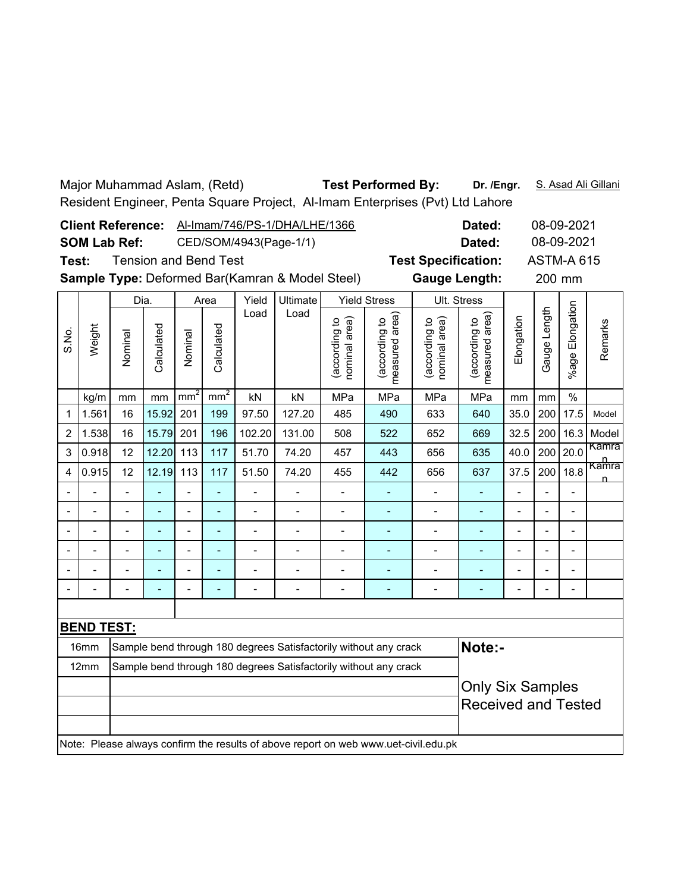Major Muhammad Aslam, (Retd) **Test Performed By:** **Dr. /Engr.** S. Asad Ali Gillani

Resident Engineer, Penta Square Project, Al-Imam Enterprises (Pvt) Ltd Lahore

**Client Reference:** Al-Imam/746/PS-1/DHA/LHE/1366 **Dated:** 08-09-2021

**SOM Lab Ref:** CED/SOM/4943(Page-1/1) **Dated:** 08-09-2021

**Test:** Tension and Bend Test **Test Specification:** ASTM-A 615

**Sample Type:** Deformed Bar(Kamran & Model Steel) **Gauge Length:** 200 mm

| S.No. | Weight | Dia. | | Area | | Yield Load | Ultimate Load | Yield Stress | | Ult. Stress | | Elongation | Gauge Length | %age Elongation | Remarks |
|---|---|---|---|---|---|---|---|---|---|---|---|---|---|---|---|
| | | Nominal | Calculated | Nominal | Calculated | | | (according to nominal area) | (according to measured area) | (according to nominal area) | (according to measured area) | | | | |
| | kg/m | mm | mm | $mm^2$ | $mm^2$ | kN | kN | MPa | MPa | MPa | MPa | mm | mm | % | |
| 1 | 1.561 | 16 | 15.92 | 201 | 199 | 97.50 | 127.20 | 485 | 490 | 633 | 640 | 35.0 | 200 | 17.5 | Model |
| 2 | 1.538 | 16 | 15.79 | 201 | 196 | 102.20 | 131.00 | 508 | 522 | 652 | 669 | 32.5 | 200 | 16.3 | Model |
| 3 | 0.918 | 12 | 12.20 | 113 | 117 | 51.70 | 74.20 | 457 | 443 | 656 | 635 | 40.0 | 200 | 20.0 | Kamran |
| 4 | 0.915 | 12 | 12.19 | 113 | 117 | 51.50 | 74.20 | 455 | 442 | 656 | 637 | 37.5 | 200 | 18.8 | Kamran |
| - | - | - | - | - | - | - | - | - | - | - | - | - | - | - | |
| - | - | - | - | - | - | - | - | - | - | - | - | - | - | - | |
| - | - | - | - | - | - | - | - | - | - | - | - | - | - | - | |
| - | - | - | - | - | - | - | - | - | - | - | - | - | - | - | |
| - | - | - | - | - | - | - | - | - | - | - | - | - | - | - | |
| - | - | - | - | - | - | - | - | - | - | - | - | - | - | - | |

**BEND TEST:**

| Size | Result |
|---|---|
| 16mm | Sample bend through 180 degrees Satisfactorily without any crack |
| 12mm | Sample bend through 180 degrees Satisfactorily without any crack |

**Note:-**

Only Six Samples Received and Tested

Note: Please always confirm the results of above report on web www.uet-civil.edu.pk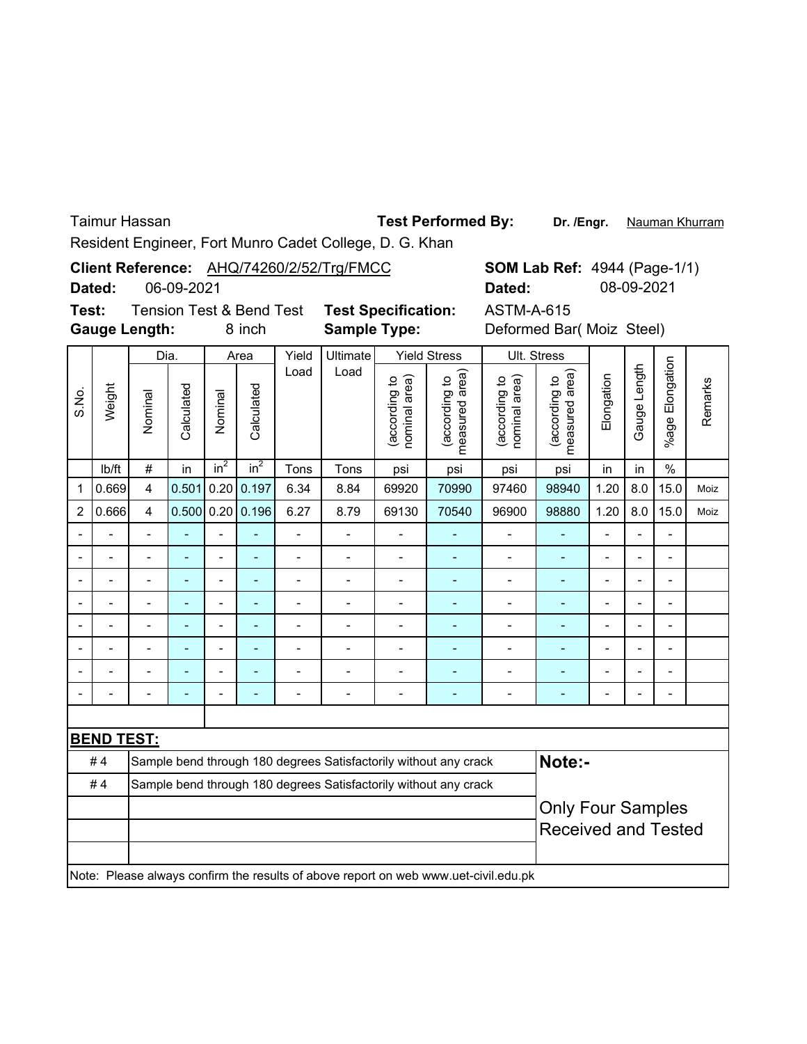Taimur Hassan **Test Performed By:** **Dr. /Engr.** Nauman Khurram

Resident Engineer, Fort Munro Cadet College, D. G. Khan

**Client Reference:** AHQ/74260/2/52/Trg/FMCC **SOM Lab Ref:** 4944 (Page-1/1)

**Dated:** 06-09-2021 **Dated:** 08-09-2021

**Test:** Tension Test & Bend Test **Test Specification:** ASTM-A-615

**Gauge Length:** 8 inch **Sample Type:** Deformed Bar( Moiz Steel)

| S.No. | Weight | Dia. | | Area | | Yield Load | Ultimate Load | Yield Stress | | Ult. Stress | | Elongation | Gauge Length | %age Elongation | Remarks |
|---|---|---|---|---|---|---|---|---|---|---|---|---|---|---|---|
| | | Nominal | Calculated | Nominal | Calculated | | | (according to nominal area) | (according to measured area) | (according to nominal area) | (according to measured area) | | | | |
| | lb/ft | # | in | $in^2$ | $in^2$ | Tons | Tons | psi | psi | psi | psi | in | in | % | |
| 1 | 0.669 | 4 | 0.501 | 0.20 | 0.197 | 6.34 | 8.84 | 69920 | 70990 | 97460 | 98940 | 1.20 | 8.0 | 15.0 | Moiz |
| 2 | 0.666 | 4 | 0.500 | 0.20 | 0.196 | 6.27 | 8.79 | 69130 | 70540 | 96900 | 98880 | 1.20 | 8.0 | 15.0 | Moiz |
| - | - | - | - | - | - | - | - | - | - | - | - | - | - | - | |
| - | - | - | - | - | - | - | - | - | - | - | - | - | - | - | |
| - | - | - | - | - | - | - | - | - | - | - | - | - | - | - | |
| - | - | - | - | - | - | - | - | - | - | - | - | - | - | - | |
| - | - | - | - | - | - | - | - | - | - | - | - | - | - | - | |
| - | - | - | - | - | - | - | - | - | - | - | - | - | - | - | |
| - | - | - | - | - | - | - | - | - | - | - | - | - | - | - | |
| - | - | - | - | - | - | - | - | - | - | - | - | - | - | - | |

**BEND TEST:**

| | | |
|---|---|---|
| # 4 | Sample bend through 180 degrees Satisfactorily without any crack | **Note:-** |
| # 4 | Sample bend through 180 degrees Satisfactorily without any crack | Only Four Samples Received and Tested |

Note: Please always confirm the results of above report on web www.uet-civil.edu.pk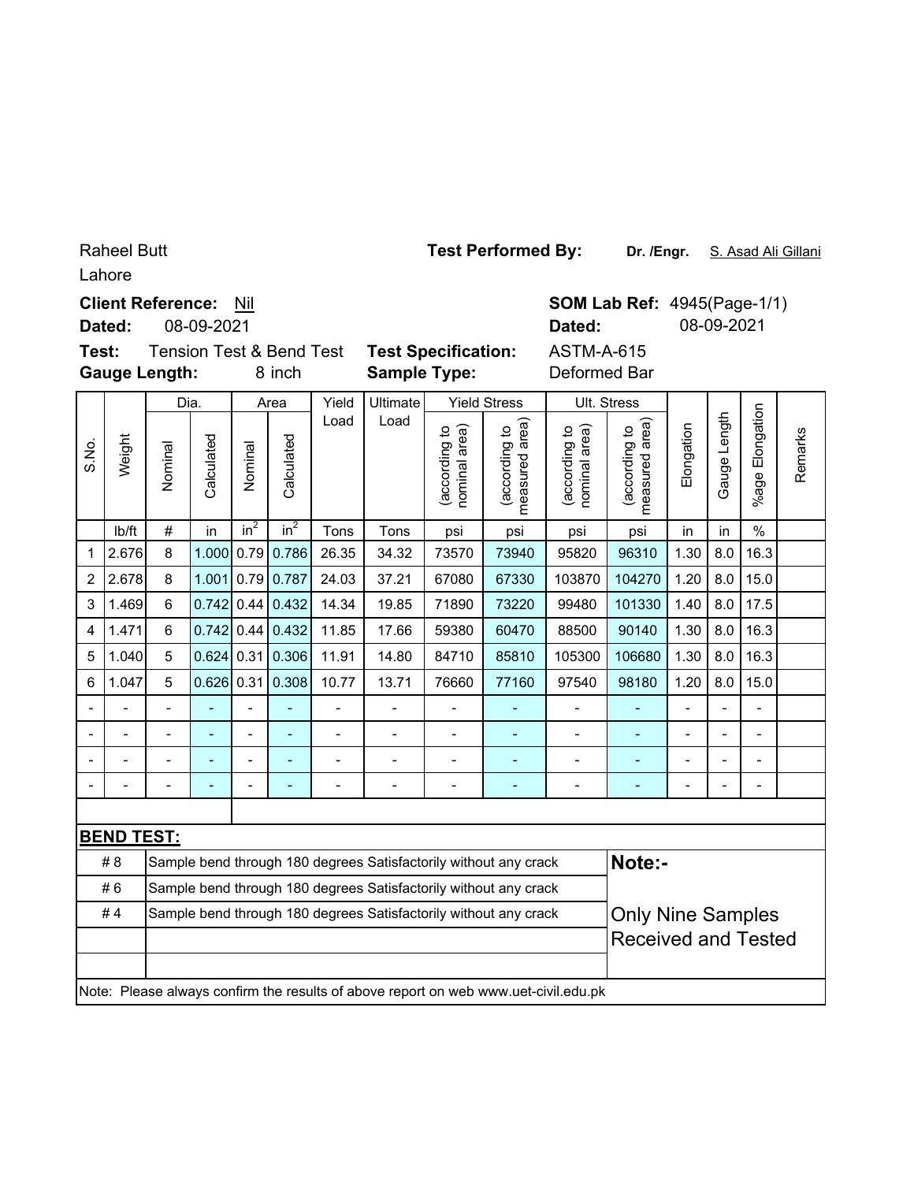Raheel Butt

Lahore

**Test Performed By:** **Dr. /Engr.** S. Asad Ali Gillani

**Client Reference:** Nil

**SOM Lab Ref:** 4945(Page-1/1)

**Dated:** 08-09-2021

**Dated:** 08-09-2021

**Test:** Tension Test & Bend Test

**Test Specification:** ASTM-A-615

**Gauge Length:** 8 inch

**Sample Type:** Deformed Bar

| S.No. | Weight | Dia. | | Area | | Yield Load | Ultimate Load | Yield Stress | | Ult. Stress | | Elongation | Gauge Length | %age Elongation | Remarks |
|---|---|---|---|---|---|---|---|---|---|---|---|---|---|---|---|
| | | Nominal | Calculated | Nominal | Calculated | | | (according to nominal area) | (according to measured area) | (according to nominal area) | (according to measured area) | | | | |
| | lb/ft | # | in | $in^2$ | $in^2$ | Tons | Tons | psi | psi | psi | psi | in | in | % | |
| 1 | 2.676 | 8 | 1.000 | 0.79 | 0.786 | 26.35 | 34.32 | 73570 | 73940 | 95820 | 96310 | 1.30 | 8.0 | 16.3 | |
| 2 | 2.678 | 8 | 1.001 | 0.79 | 0.787 | 24.03 | 37.21 | 67080 | 67330 | 103870 | 104270 | 1.20 | 8.0 | 15.0 | |
| 3 | 1.469 | 6 | 0.742 | 0.44 | 0.432 | 14.34 | 19.85 | 71890 | 73220 | 99480 | 101330 | 1.40 | 8.0 | 17.5 | |
| 4 | 1.471 | 6 | 0.742 | 0.44 | 0.432 | 11.85 | 17.66 | 59380 | 60470 | 88500 | 90140 | 1.30 | 8.0 | 16.3 | |
| 5 | 1.040 | 5 | 0.624 | 0.31 | 0.306 | 11.91 | 14.80 | 84710 | 85810 | 105300 | 106680 | 1.30 | 8.0 | 16.3 | |
| 6 | 1.047 | 5 | 0.626 | 0.31 | 0.308 | 10.77 | 13.71 | 76660 | 77160 | 97540 | 98180 | 1.20 | 8.0 | 15.0 | |
| - | - | - | - | - | - | - | - | - | - | - | - | - | - | - | |
| - | - | - | - | - | - | - | - | - | - | - | - | - | - | - | |
| - | - | - | - | - | - | - | - | - | - | - | - | - | - | - | |
| - | - | - | - | - | - | - | - | - | - | - | - | - | - | - | |

**BEND TEST:**

| | |
|---|---|
| # 8 | Sample bend through 180 degrees Satisfactorily without any crack |
| # 6 | Sample bend through 180 degrees Satisfactorily without any crack |
| # 4 | Sample bend through 180 degrees Satisfactorily without any crack |

**Note:-**

Only Nine Samples Received and Tested

Note: Please always confirm the results of above report on web www.uet-civil.edu.pk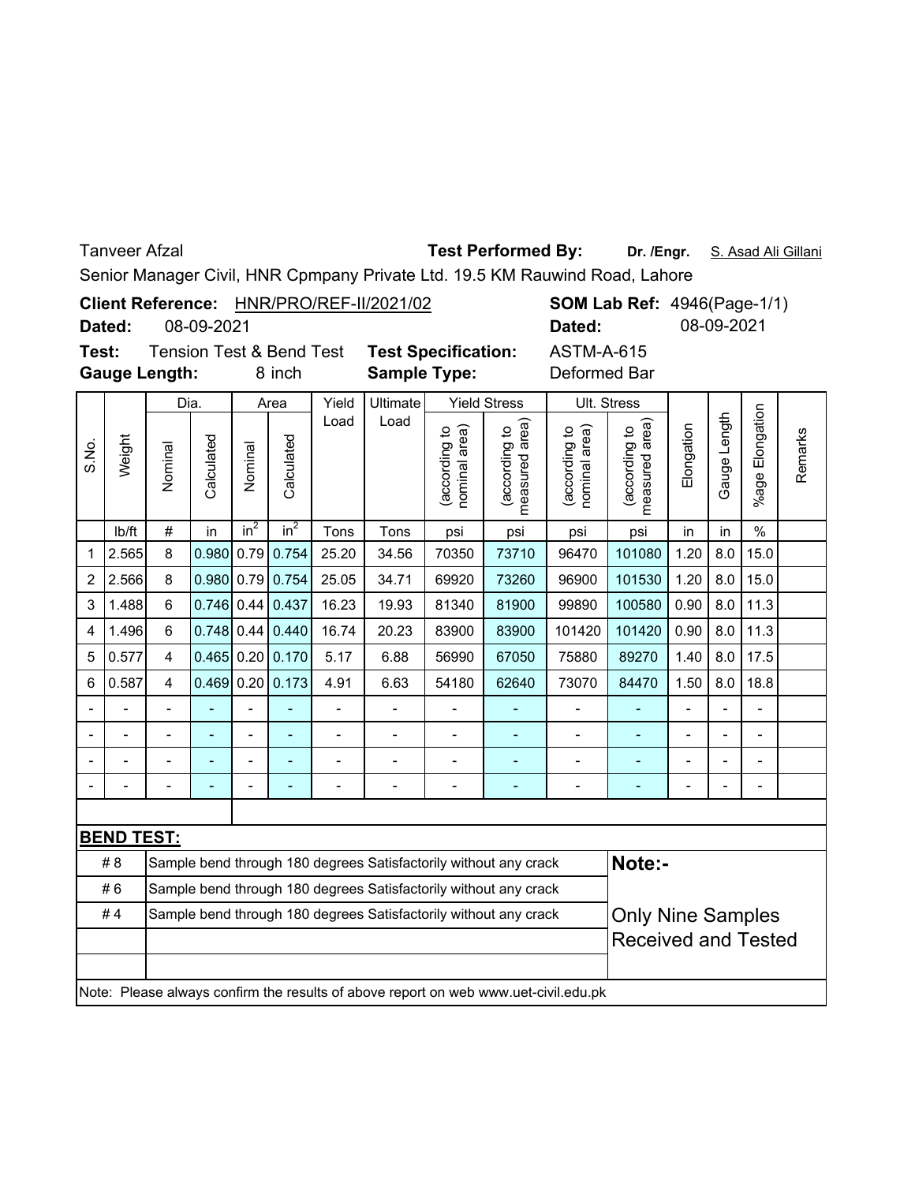Tanveer Afzal **Test Performed By:** **Dr. /Engr.** S. Asad Ali Gillani

Senior Manager Civil, HNR Cpmpany Private Ltd. 19.5 KM Rauwind Road, Lahore

**Client Reference:** HNR/PRO/REF-II/2021/02 **SOM Lab Ref:** 4946(Page-1/1)

**Dated:** 08-09-2021 **Dated:** 08-09-2021

**Test:** Tension Test & Bend Test **Test Specification:** ASTM-A-615

**Gauge Length:** 8 inch **Sample Type:** Deformed Bar

| S.No. | Weight | Dia. | | Area | | Yield Load | Ultimate Load | Yield Stress | | Ult. Stress | | Elongation | Gauge Length | %age Elongation | Remarks |
|---|---|---|---|---|---|---|---|---|---|---|---|---|---|---|---|
| | | Nominal | Calculated | Nominal | Calculated | | | (according to nominal area) | (according to measured area) | (according to nominal area) | (according to measured area) | | | | |
| | lb/ft | # | in | $in^2$ | $in^2$ | Tons | Tons | psi | psi | psi | psi | in | in | % | |
| 1 | 2.565 | 8 | 0.980 | 0.79 | 0.754 | 25.20 | 34.56 | 70350 | 73710 | 96470 | 101080 | 1.20 | 8.0 | 15.0 | |
| 2 | 2.566 | 8 | 0.980 | 0.79 | 0.754 | 25.05 | 34.71 | 69920 | 73260 | 96900 | 101530 | 1.20 | 8.0 | 15.0 | |
| 3 | 1.488 | 6 | 0.746 | 0.44 | 0.437 | 16.23 | 19.93 | 81340 | 81900 | 99890 | 100580 | 0.90 | 8.0 | 11.3 | |
| 4 | 1.496 | 6 | 0.748 | 0.44 | 0.440 | 16.74 | 20.23 | 83900 | 83900 | 101420 | 101420 | 0.90 | 8.0 | 11.3 | |
| 5 | 0.577 | 4 | 0.465 | 0.20 | 0.170 | 5.17 | 6.88 | 56990 | 67050 | 75880 | 89270 | 1.40 | 8.0 | 17.5 | |
| 6 | 0.587 | 4 | 0.469 | 0.20 | 0.173 | 4.91 | 6.63 | 54180 | 62640 | 73070 | 84470 | 1.50 | 8.0 | 18.8 | |
| - | - | - | - | - | - | - | - | - | - | - | - | - | - | - | |
| - | - | - | - | - | - | - | - | - | - | - | - | - | - | - | |
| - | - | - | - | - | - | - | - | - | - | - | - | - | - | - | |
| - | - | - | - | - | - | - | - | - | - | - | - | - | - | - | |

**BEND TEST:**

| | | |
|---|---|---|
| # 8 | Sample bend through 180 degrees Satisfactorily without any crack | **Note:-** |
| # 6 | Sample bend through 180 degrees Satisfactorily without any crack | |
| # 4 | Sample bend through 180 degrees Satisfactorily without any crack | Only Nine Samples Received and Tested |

Note: Please always confirm the results of above report on web www.uet-civil.edu.pk